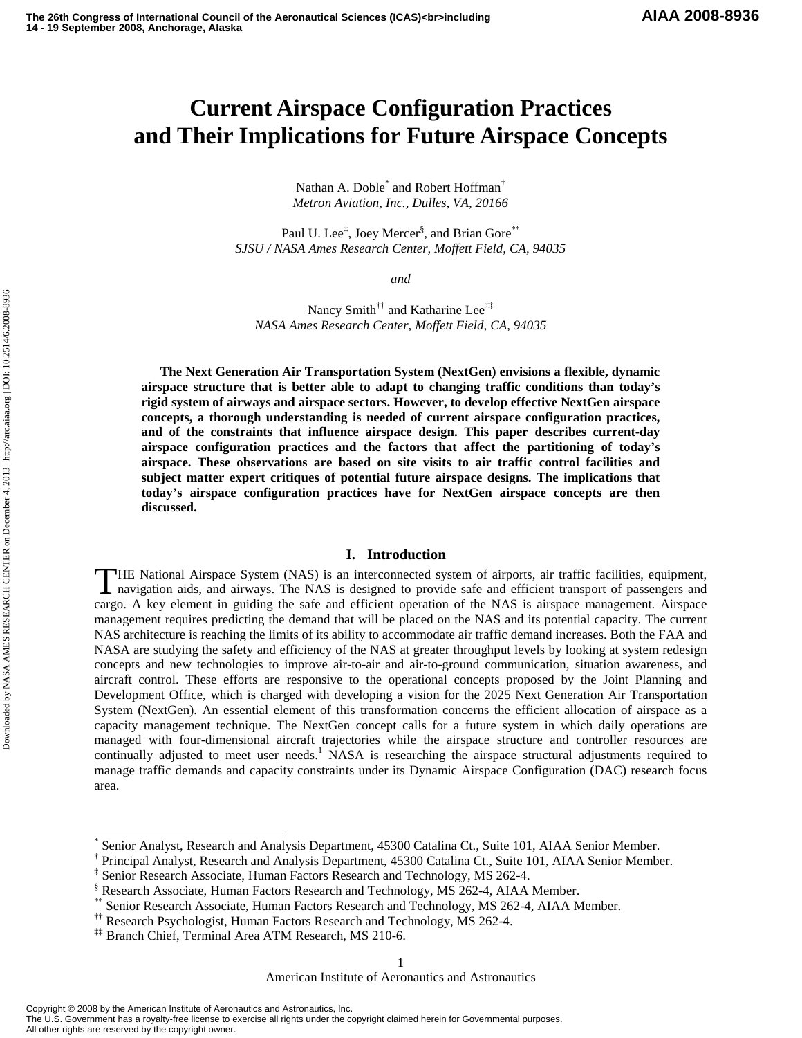# Current Airspace Configuration Practices and Their Implications for Future Airspace Concepts

Nathan A. Doble[*] and Robert Hoffman[†]
*Metron Aviation, Inc., Dulles, VA, 20166*

Paul U. Lee[‡], Joey Mercer[§], and Brian Gore[**]
*SJSU / NASA Ames Research Center, Moffett Field, CA, 94035*

*and*

Nancy Smith[††] and Katharine Lee[‡‡]
*NASA Ames Research Center, Moffett Field, CA, 94035*

**The Next Generation Air Transportation System (NextGen) envisions a flexible, dynamic airspace structure that is better able to adapt to changing traffic conditions than today's rigid system of airways and airspace sectors. However, to develop effective NextGen airspace concepts, a thorough understanding is needed of current airspace configuration practices, and of the constraints that influence airspace design. This paper describes current-day airspace configuration practices and the factors that affect the partitioning of today's airspace. These observations are based on site visits to air traffic control facilities and subject matter expert critiques of potential future airspace designs. The implications that today's airspace configuration practices have for NextGen airspace concepts are then discussed.**

## I. Introduction

THE National Airspace System (NAS) is an interconnected system of airports, air traffic facilities, equipment, navigation aids, and airways. The NAS is designed to provide safe and efficient transport of passengers and cargo. A key element in guiding the safe and efficient operation of the NAS is airspace management. Airspace management requires predicting the demand that will be placed on the NAS and its potential capacity. The current NAS architecture is reaching the limits of its ability to accommodate air traffic demand increases. Both the FAA and NASA are studying the safety and efficiency of the NAS at greater throughput levels by looking at system redesign concepts and new technologies to improve air-to-air and air-to-ground communication, situation awareness, and aircraft control. These efforts are responsive to the operational concepts proposed by the Joint Planning and Development Office, which is charged with developing a vision for the 2025 Next Generation Air Transportation System (NextGen). An essential element of this transformation concerns the efficient allocation of airspace as a capacity management technique. The NextGen concept calls for a future system in which daily operations are managed with four-dimensional aircraft trajectories while the airspace structure and controller resources are continually adjusted to meet user needs.[1] NASA is researching the airspace structural adjustments required to manage traffic demands and capacity constraints under its Dynamic Airspace Configuration (DAC) research focus area.

---

[*] Senior Analyst, Research and Analysis Department, 45300 Catalina Ct., Suite 101, AIAA Senior Member.
[†] Principal Analyst, Research and Analysis Department, 45300 Catalina Ct., Suite 101, AIAA Senior Member.
[‡] Senior Research Associate, Human Factors Research and Technology, MS 262-4.
[§] Research Associate, Human Factors Research and Technology, MS 262-4, AIAA Member.
[**] Senior Research Associate, Human Factors Research and Technology, MS 262-4, AIAA Member.
[††] Research Psychologist, Human Factors Research and Technology, MS 262-4.
[‡‡] Branch Chief, Terminal Area ATM Research, MS 210-6.

Copyright © 2008 by the American Institute of Aeronautics and Astronautics, Inc.
The U.S. Government has a royalty-free license to exercise all rights under the copyright claimed herein for Governmental purposes.
All other rights are reserved by the copyright owner.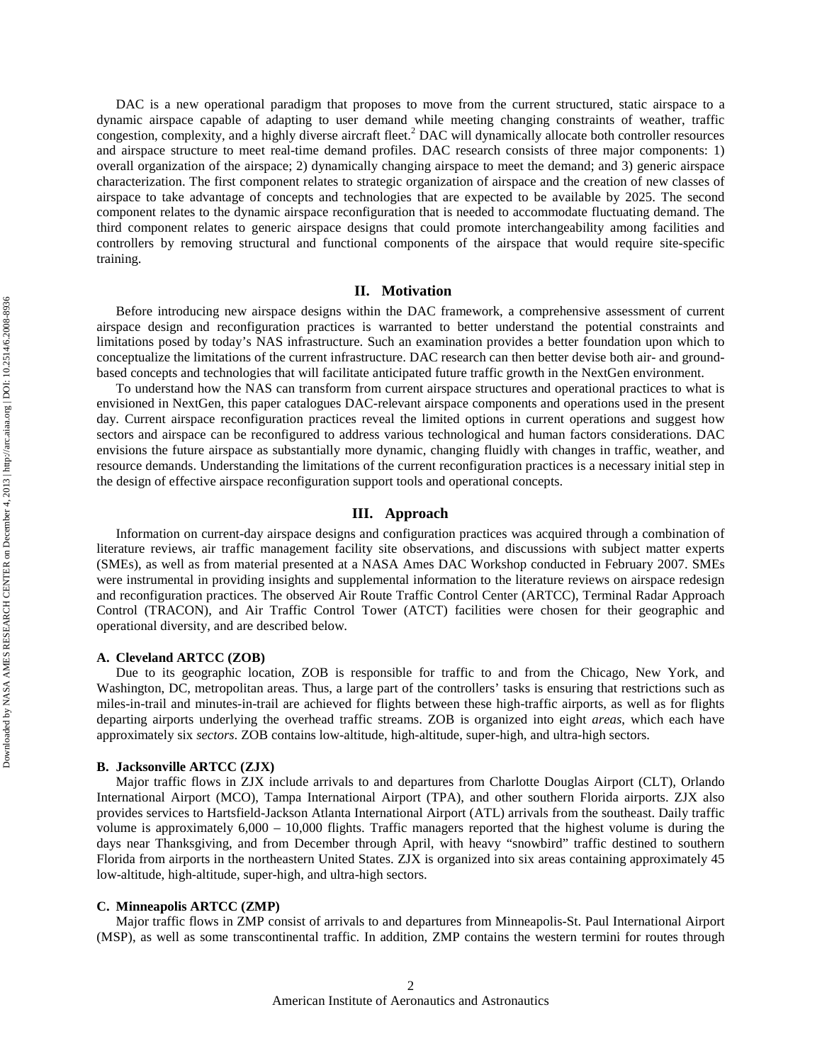DAC is a new operational paradigm that proposes to move from the current structured, static airspace to a dynamic airspace capable of adapting to user demand while meeting changing constraints of weather, traffic congestion, complexity, and a highly diverse aircraft fleet.[2] DAC will dynamically allocate both controller resources and airspace structure to meet real-time demand profiles. DAC research consists of three major components: 1) overall organization of the airspace; 2) dynamically changing airspace to meet the demand; and 3) generic airspace characterization. The first component relates to strategic organization of airspace and the creation of new classes of airspace to take advantage of concepts and technologies that are expected to be available by 2025. The second component relates to the dynamic airspace reconfiguration that is needed to accommodate fluctuating demand. The third component relates to generic airspace designs that could promote interchangeability among facilities and controllers by removing structural and functional components of the airspace that would require site-specific training.

## II. Motivation

Before introducing new airspace designs within the DAC framework, a comprehensive assessment of current airspace design and reconfiguration practices is warranted to better understand the potential constraints and limitations posed by today's NAS infrastructure. Such an examination provides a better foundation upon which to conceptualize the limitations of the current infrastructure. DAC research can then better devise both air- and ground-based concepts and technologies that will facilitate anticipated future traffic growth in the NextGen environment.

To understand how the NAS can transform from current airspace structures and operational practices to what is envisioned in NextGen, this paper catalogues DAC-relevant airspace components and operations used in the present day. Current airspace reconfiguration practices reveal the limited options in current operations and suggest how sectors and airspace can be reconfigured to address various technological and human factors considerations. DAC envisions the future airspace as substantially more dynamic, changing fluidly with changes in traffic, weather, and resource demands. Understanding the limitations of the current reconfiguration practices is a necessary initial step in the design of effective airspace reconfiguration support tools and operational concepts.

## III. Approach

Information on current-day airspace designs and configuration practices was acquired through a combination of literature reviews, air traffic management facility site observations, and discussions with subject matter experts (SMEs), as well as from material presented at a NASA Ames DAC Workshop conducted in February 2007. SMEs were instrumental in providing insights and supplemental information to the literature reviews on airspace redesign and reconfiguration practices. The observed Air Route Traffic Control Center (ARTCC), Terminal Radar Approach Control (TRACON), and Air Traffic Control Tower (ATCT) facilities were chosen for their geographic and operational diversity, and are described below.

### A. Cleveland ARTCC (ZOB)

Due to its geographic location, ZOB is responsible for traffic to and from the Chicago, New York, and Washington, DC, metropolitan areas. Thus, a large part of the controllers' tasks is ensuring that restrictions such as miles-in-trail and minutes-in-trail are achieved for flights between these high-traffic airports, as well as for flights departing airports underlying the overhead traffic streams. ZOB is organized into eight *areas*, which each have approximately six *sectors*. ZOB contains low-altitude, high-altitude, super-high, and ultra-high sectors.

### B. Jacksonville ARTCC (ZJX)

Major traffic flows in ZJX include arrivals to and departures from Charlotte Douglas Airport (CLT), Orlando International Airport (MCO), Tampa International Airport (TPA), and other southern Florida airports. ZJX also provides services to Hartsfield-Jackson Atlanta International Airport (ATL) arrivals from the southeast. Daily traffic volume is approximately 6,000 – 10,000 flights. Traffic managers reported that the highest volume is during the days near Thanksgiving, and from December through April, with heavy "snowbird" traffic destined to southern Florida from airports in the northeastern United States. ZJX is organized into six areas containing approximately 45 low-altitude, high-altitude, super-high, and ultra-high sectors.

### C. Minneapolis ARTCC (ZMP)

Major traffic flows in ZMP consist of arrivals to and departures from Minneapolis-St. Paul International Airport (MSP), as well as some transcontinental traffic. In addition, ZMP contains the western termini for routes through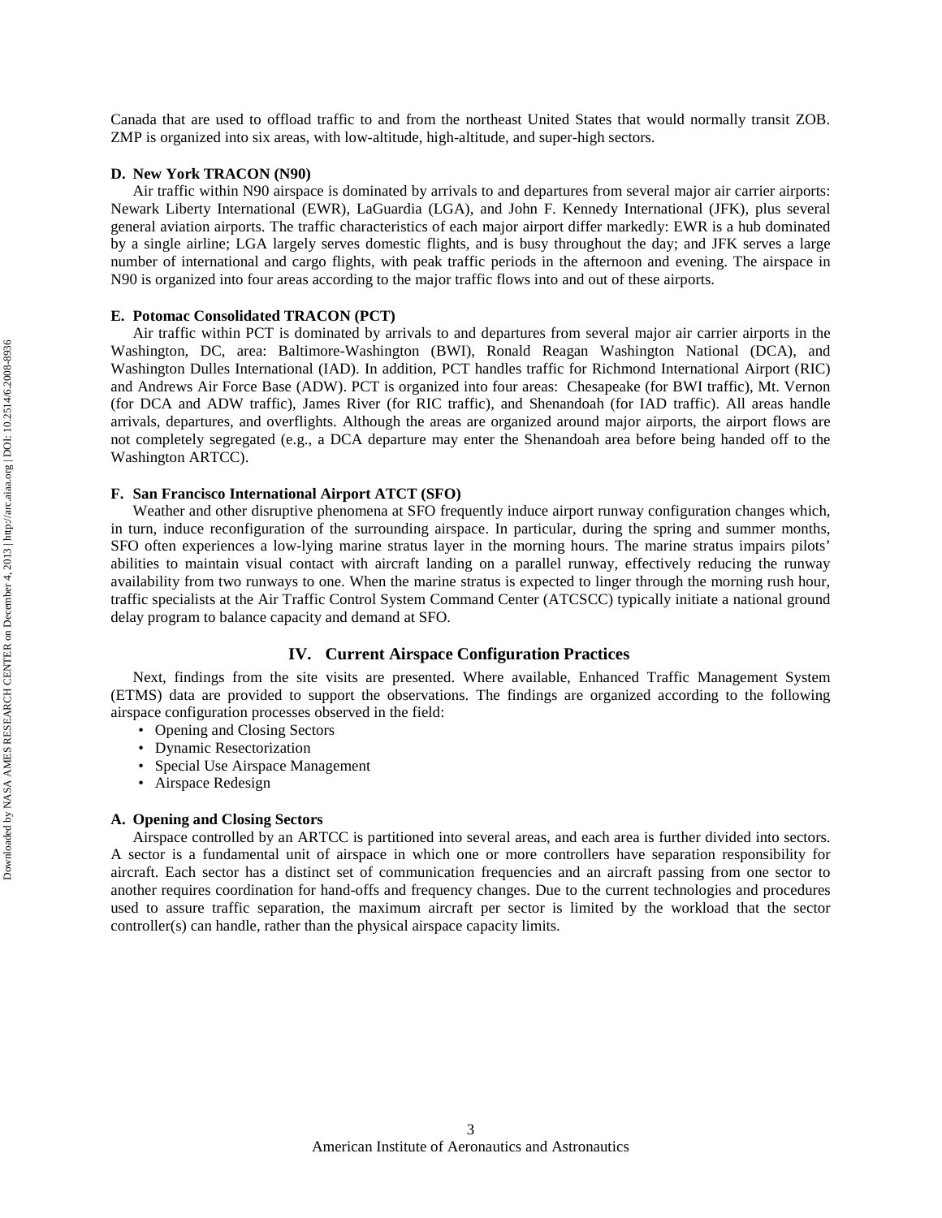Canada that are used to offload traffic to and from the northeast United States that would normally transit ZOB. ZMP is organized into six areas, with low-altitude, high-altitude, and super-high sectors.

### D. New York TRACON (N90)

Air traffic within N90 airspace is dominated by arrivals to and departures from several major air carrier airports: Newark Liberty International (EWR), LaGuardia (LGA), and John F. Kennedy International (JFK), plus several general aviation airports. The traffic characteristics of each major airport differ markedly: EWR is a hub dominated by a single airline; LGA largely serves domestic flights, and is busy throughout the day; and JFK serves a large number of international and cargo flights, with peak traffic periods in the afternoon and evening. The airspace in N90 is organized into four areas according to the major traffic flows into and out of these airports.

### E. Potomac Consolidated TRACON (PCT)

Air traffic within PCT is dominated by arrivals to and departures from several major air carrier airports in the Washington, DC, area: Baltimore-Washington (BWI), Ronald Reagan Washington National (DCA), and Washington Dulles International (IAD). In addition, PCT handles traffic for Richmond International Airport (RIC) and Andrews Air Force Base (ADW). PCT is organized into four areas: Chesapeake (for BWI traffic), Mt. Vernon (for DCA and ADW traffic), James River (for RIC traffic), and Shenandoah (for IAD traffic). All areas handle arrivals, departures, and overflights. Although the areas are organized around major airports, the airport flows are not completely segregated (e.g., a DCA departure may enter the Shenandoah area before being handed off to the Washington ARTCC).

### F. San Francisco International Airport ATCT (SFO)

Weather and other disruptive phenomena at SFO frequently induce airport runway configuration changes which, in turn, induce reconfiguration of the surrounding airspace. In particular, during the spring and summer months, SFO often experiences a low-lying marine stratus layer in the morning hours. The marine stratus impairs pilots' abilities to maintain visual contact with aircraft landing on a parallel runway, effectively reducing the runway availability from two runways to one. When the marine stratus is expected to linger through the morning rush hour, traffic specialists at the Air Traffic Control System Command Center (ATCSCC) typically initiate a national ground delay program to balance capacity and demand at SFO.

## IV. Current Airspace Configuration Practices

Next, findings from the site visits are presented. Where available, Enhanced Traffic Management System (ETMS) data are provided to support the observations. The findings are organized according to the following airspace configuration processes observed in the field:

- Opening and Closing Sectors
- Dynamic Resectorization
- Special Use Airspace Management
- Airspace Redesign

### A. Opening and Closing Sectors

Airspace controlled by an ARTCC is partitioned into several areas, and each area is further divided into sectors. A sector is a fundamental unit of airspace in which one or more controllers have separation responsibility for aircraft. Each sector has a distinct set of communication frequencies and an aircraft passing from one sector to another requires coordination for hand-offs and frequency changes. Due to the current technologies and procedures used to assure traffic separation, the maximum aircraft per sector is limited by the workload that the sector controller(s) can handle, rather than the physical airspace capacity limits.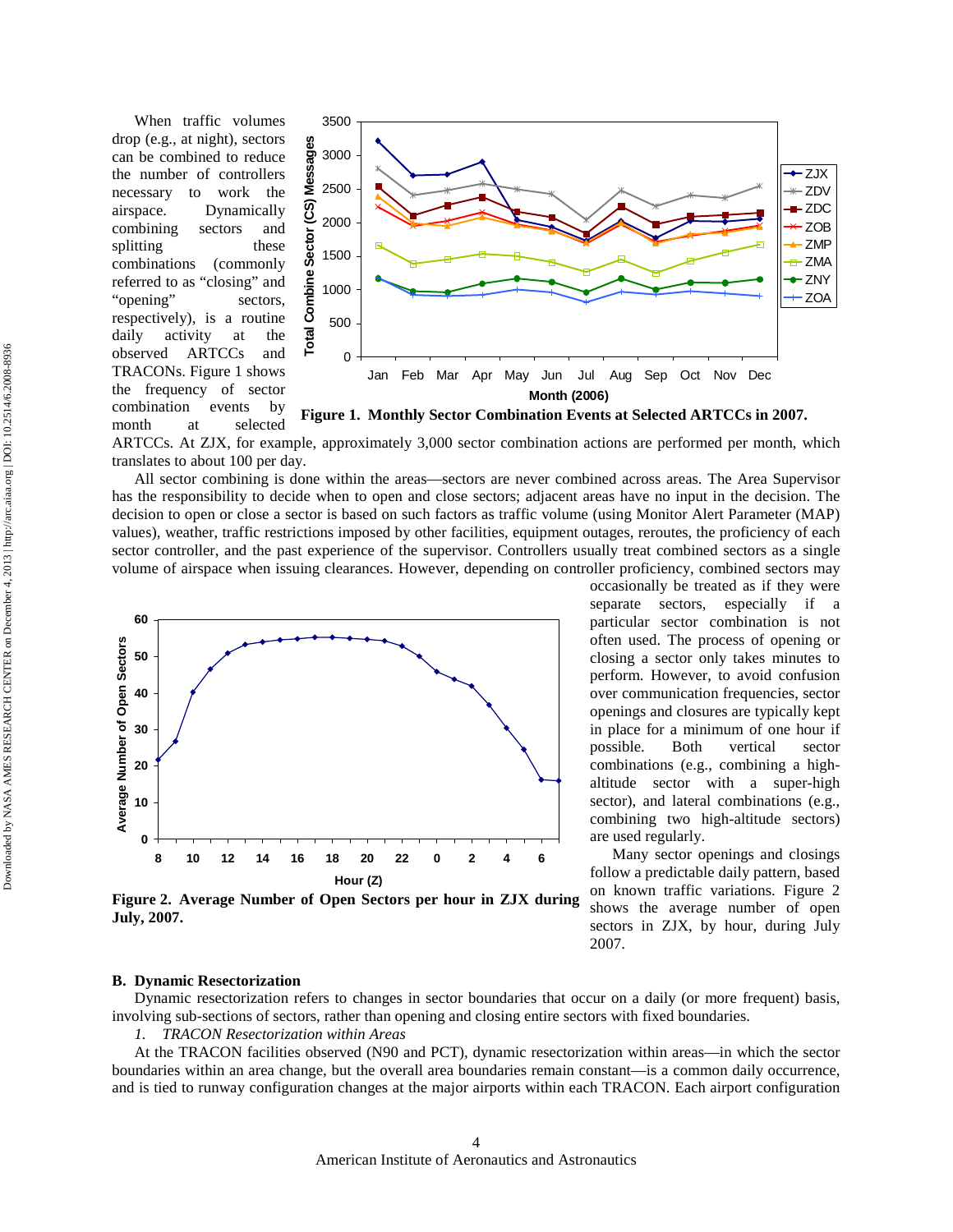When traffic volumes drop (e.g., at night), sectors can be combined to reduce the number of controllers necessary to work the airspace. Dynamically combining sectors and splitting these combinations (commonly referred to as "closing" and "opening" sectors, respectively), is a routine daily activity at the observed ARTCCs and TRACONs. Figure 1 shows the frequency of sector combination events by month at selected ARTCCs. At ZJX, for example, approximately 3,000 sector combination actions are performed per month, which translates to about 100 per day.

**Figure 1. Monthly Sector Combination Events at Selected ARTCCs in 2007.**

All sector combining is done within the areas—sectors are never combined across areas. The Area Supervisor has the responsibility to decide when to open and close sectors; adjacent areas have no input in the decision. The decision to open or close a sector is based on such factors as traffic volume (using Monitor Alert Parameter (MAP) values), weather, traffic restrictions imposed by other facilities, equipment outages, reroutes, the proficiency of each sector controller, and the past experience of the supervisor. Controllers usually treat combined sectors as a single volume of airspace when issuing clearances. However, depending on controller proficiency, combined sectors may occasionally be treated as if they were separate sectors, especially if a particular sector combination is not often used. The process of opening or closing a sector only takes minutes to perform. However, to avoid confusion over communication frequencies, sector openings and closures are typically kept in place for a minimum of one hour if possible. Both vertical sector combinations (e.g., combining a high-altitude sector with a super-high sector), and lateral combinations (e.g., combining two high-altitude sectors) are used regularly.

Many sector openings and closings follow a predictable daily pattern, based on known traffic variations. Figure 2 shows the average number of open sectors in ZJX, by hour, during July 2007.

**Figure 2. Average Number of Open Sectors per hour in ZJX during July, 2007.**

## B. Dynamic Resectorization

Dynamic resectorization refers to changes in sector boundaries that occur on a daily (or more frequent) basis, involving sub-sections of sectors, rather than opening and closing entire sectors with fixed boundaries.

*1. TRACON Resectorization within Areas*

At the TRACON facilities observed (N90 and PCT), dynamic resectorization within areas—in which the sector boundaries within an area change, but the overall area boundaries remain constant—is a common daily occurrence, and is tied to runway configuration changes at the major airports within each TRACON. Each airport configuration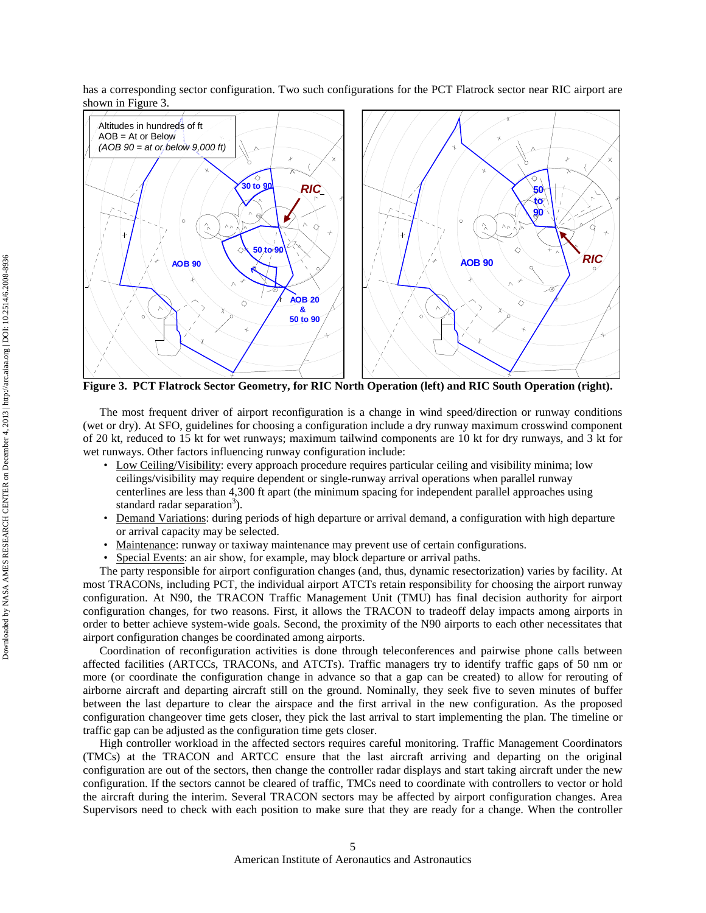has a corresponding sector configuration. Two such configurations for the PCT Flatrock sector near RIC airport are shown in Figure 3.

**Figure 3. PCT Flatrock Sector Geometry, for RIC North Operation (left) and RIC South Operation (right).**

The most frequent driver of airport reconfiguration is a change in wind speed/direction or runway conditions (wet or dry). At SFO, guidelines for choosing a configuration include a dry runway maximum crosswind component of 20 kt, reduced to 15 kt for wet runways; maximum tailwind components are 10 kt for dry runways, and 3 kt for wet runways. Other factors influencing runway configuration include:

- Low Ceiling/Visibility: every approach procedure requires particular ceiling and visibility minima; low ceilings/visibility may require dependent or single-runway arrival operations when parallel runway centerlines are less than 4,300 ft apart (the minimum spacing for independent parallel approaches using standard radar separation[3]).
- Demand Variations: during periods of high departure or arrival demand, a configuration with high departure or arrival capacity may be selected.
- Maintenance: runway or taxiway maintenance may prevent use of certain configurations.
- Special Events: an air show, for example, may block departure or arrival paths.

The party responsible for airport configuration changes (and, thus, dynamic resectorization) varies by facility. At most TRACONs, including PCT, the individual airport ATCTs retain responsibility for choosing the airport runway configuration. At N90, the TRACON Traffic Management Unit (TMU) has final decision authority for airport configuration changes, for two reasons. First, it allows the TRACON to tradeoff delay impacts among airports in order to better achieve system-wide goals. Second, the proximity of the N90 airports to each other necessitates that airport configuration changes be coordinated among airports.

Coordination of reconfiguration activities is done through teleconferences and pairwise phone calls between affected facilities (ARTCCs, TRACONs, and ATCTs). Traffic managers try to identify traffic gaps of 50 nm or more (or coordinate the configuration change in advance so that a gap can be created) to allow for rerouting of airborne aircraft and departing aircraft still on the ground. Nominally, they seek five to seven minutes of buffer between the last departure to clear the airspace and the first arrival in the new configuration. As the proposed configuration changeover time gets closer, they pick the last arrival to start implementing the plan. The timeline or traffic gap can be adjusted as the configuration time gets closer.

High controller workload in the affected sectors requires careful monitoring. Traffic Management Coordinators (TMCs) at the TRACON and ARTCC ensure that the last aircraft arriving and departing on the original configuration are out of the sectors, then change the controller radar displays and start taking aircraft under the new configuration. If the sectors cannot be cleared of traffic, TMCs need to coordinate with controllers to vector or hold the aircraft during the interim. Several TRACON sectors may be affected by airport configuration changes. Area Supervisors need to check with each position to make sure that they are ready for a change. When the controller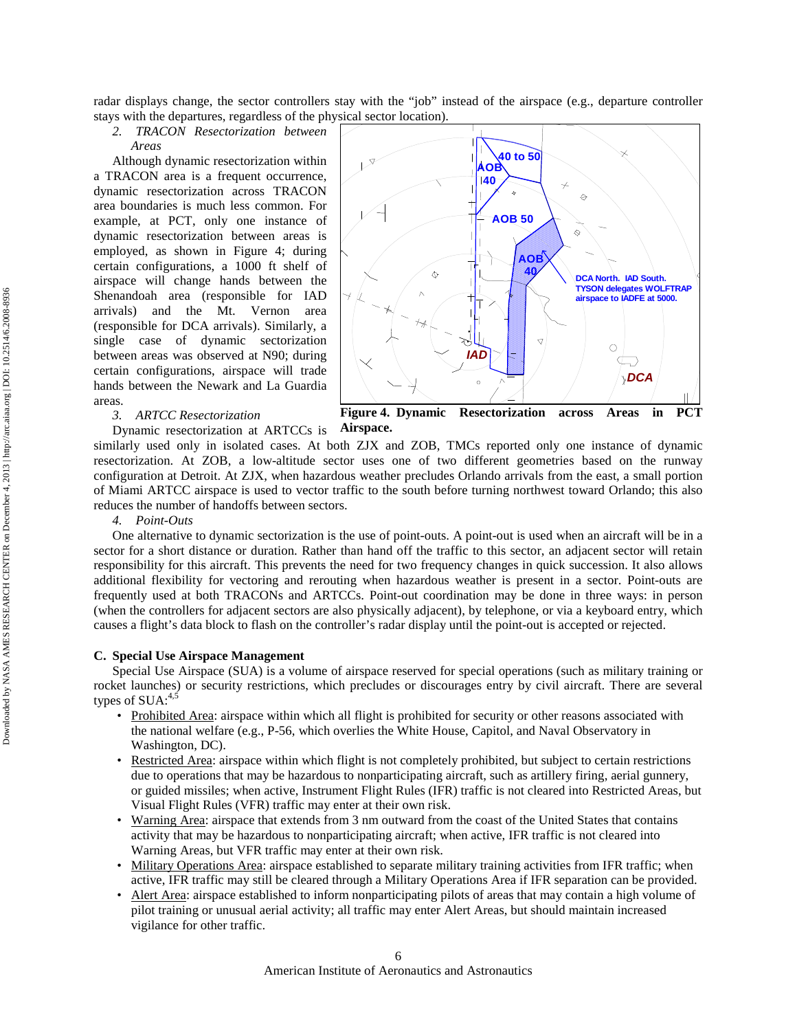radar displays change, the sector controllers stay with the "job" instead of the airspace (e.g., departure controller stays with the departures, regardless of the physical sector location).

*2. TRACON Resectorization between Areas*

Although dynamic resectorization within a TRACON area is a frequent occurrence, dynamic resectorization across TRACON area boundaries is much less common. For example, at PCT, only one instance of dynamic resectorization between areas is employed, as shown in Figure 4; during certain configurations, a 1000 ft shelf of airspace will change hands between the Shenandoah area (responsible for IAD arrivals) and the Mt. Vernon area (responsible for DCA arrivals). Similarly, a single case of dynamic sectorization between areas was observed at N90; during certain configurations, airspace will trade hands between the Newark and La Guardia areas.

40 to 50

AOB 40

AOB 50

AOB 40

DCA North. IAD South. TYSON delegates WOLFTRAP airspace to IADFE at 5000.

IAD

DCA

**Figure 4. Dynamic Resectorization across Areas in PCT Airspace.**

*3. ARTCC Resectorization*

Dynamic resectorization at ARTCCs is similarly used only in isolated cases. At both ZJX and ZOB, TMCs reported only one instance of dynamic resectorization. At ZOB, a low-altitude sector uses one of two different geometries based on the runway configuration at Detroit. At ZJX, when hazardous weather precludes Orlando arrivals from the east, a small portion of Miami ARTCC airspace is used to vector traffic to the south before turning northwest toward Orlando; this also reduces the number of handoffs between sectors.

*4. Point-Outs*

One alternative to dynamic sectorization is the use of point-outs. A point-out is used when an aircraft will be in a sector for a short distance or duration. Rather than hand off the traffic to this sector, an adjacent sector will retain responsibility for this aircraft. This prevents the need for two frequency changes in quick succession. It also allows additional flexibility for vectoring and rerouting when hazardous weather is present in a sector. Point-outs are frequently used at both TRACONs and ARTCCs. Point-out coordination may be done in three ways: in person (when the controllers for adjacent sectors are also physically adjacent), by telephone, or via a keyboard entry, which causes a flight's data block to flash on the controller's radar display until the point-out is accepted or rejected.

### C. Special Use Airspace Management

Special Use Airspace (SUA) is a volume of airspace reserved for special operations (such as military training or rocket launches) or security restrictions, which precludes or discourages entry by civil aircraft. There are several types of SUA:[4,5]

- Prohibited Area: airspace within which all flight is prohibited for security or other reasons associated with the national welfare (e.g., P-56, which overlies the White House, Capitol, and Naval Observatory in Washington, DC).
- Restricted Area: airspace within which flight is not completely prohibited, but subject to certain restrictions due to operations that may be hazardous to nonparticipating aircraft, such as artillery firing, aerial gunnery, or guided missiles; when active, Instrument Flight Rules (IFR) traffic is not cleared into Restricted Areas, but Visual Flight Rules (VFR) traffic may enter at their own risk.
- Warning Area: airspace that extends from 3 nm outward from the coast of the United States that contains activity that may be hazardous to nonparticipating aircraft; when active, IFR traffic is not cleared into Warning Areas, but VFR traffic may enter at their own risk.
- Military Operations Area: airspace established to separate military training activities from IFR traffic; when active, IFR traffic may still be cleared through a Military Operations Area if IFR separation can be provided.
- Alert Area: airspace established to inform nonparticipating pilots of areas that may contain a high volume of pilot training or unusual aerial activity; all traffic may enter Alert Areas, but should maintain increased vigilance for other traffic.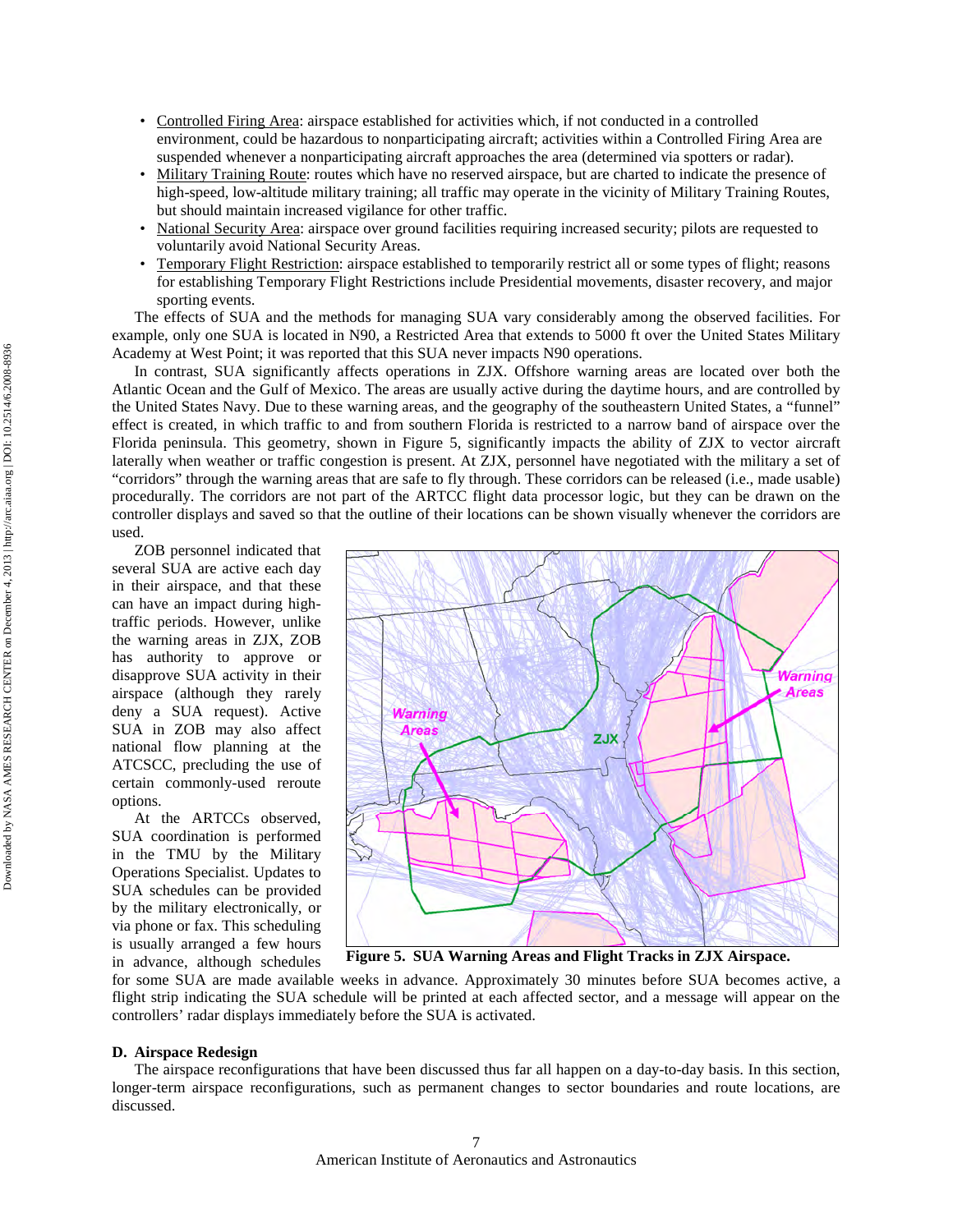- Controlled Firing Area: airspace established for activities which, if not conducted in a controlled environment, could be hazardous to nonparticipating aircraft; activities within a Controlled Firing Area are suspended whenever a nonparticipating aircraft approaches the area (determined via spotters or radar).
- Military Training Route: routes which have no reserved airspace, but are charted to indicate the presence of high-speed, low-altitude military training; all traffic may operate in the vicinity of Military Training Routes, but should maintain increased vigilance for other traffic.
- National Security Area: airspace over ground facilities requiring increased security; pilots are requested to voluntarily avoid National Security Areas.
- Temporary Flight Restriction: airspace established to temporarily restrict all or some types of flight; reasons for establishing Temporary Flight Restrictions include Presidential movements, disaster recovery, and major sporting events.

The effects of SUA and the methods for managing SUA vary considerably among the observed facilities. For example, only one SUA is located in N90, a Restricted Area that extends to 5000 ft over the United States Military Academy at West Point; it was reported that this SUA never impacts N90 operations.

In contrast, SUA significantly affects operations in ZJX. Offshore warning areas are located over both the Atlantic Ocean and the Gulf of Mexico. The areas are usually active during the daytime hours, and are controlled by the United States Navy. Due to these warning areas, and the geography of the southeastern United States, a "funnel" effect is created, in which traffic to and from southern Florida is restricted to a narrow band of airspace over the Florida peninsula. This geometry, shown in Figure 5, significantly impacts the ability of ZJX to vector aircraft laterally when weather or traffic congestion is present. At ZJX, personnel have negotiated with the military a set of "corridors" through the warning areas that are safe to fly through. These corridors can be released (i.e., made usable) procedurally. The corridors are not part of the ARTCC flight data processor logic, but they can be drawn on the controller displays and saved so that the outline of their locations can be shown visually whenever the corridors are used.

ZOB personnel indicated that several SUA are active each day in their airspace, and that these can have an impact during high-traffic periods. However, unlike the warning areas in ZJX, ZOB has authority to approve or disapprove SUA activity in their airspace (although they rarely deny a SUA request). Active SUA in ZOB may also affect national flow planning at the ATCSCC, precluding the use of certain commonly-used reroute options.

Warning Areas

ZJX

Warning Areas

Figure 5. SUA Warning Areas and Flight Tracks in ZJX Airspace.

At the ARTCCs observed, SUA coordination is performed in the TMU by the Military Operations Specialist. Updates to SUA schedules can be provided by the military electronically, or via phone or fax. This scheduling is usually arranged a few hours in advance, although schedules for some SUA are made available weeks in advance. Approximately 30 minutes before SUA becomes active, a flight strip indicating the SUA schedule will be printed at each affected sector, and a message will appear on the controllers' radar displays immediately before the SUA is activated.

### D. Airspace Redesign

The airspace reconfigurations that have been discussed thus far all happen on a day-to-day basis. In this section, longer-term airspace reconfigurations, such as permanent changes to sector boundaries and route locations, are discussed.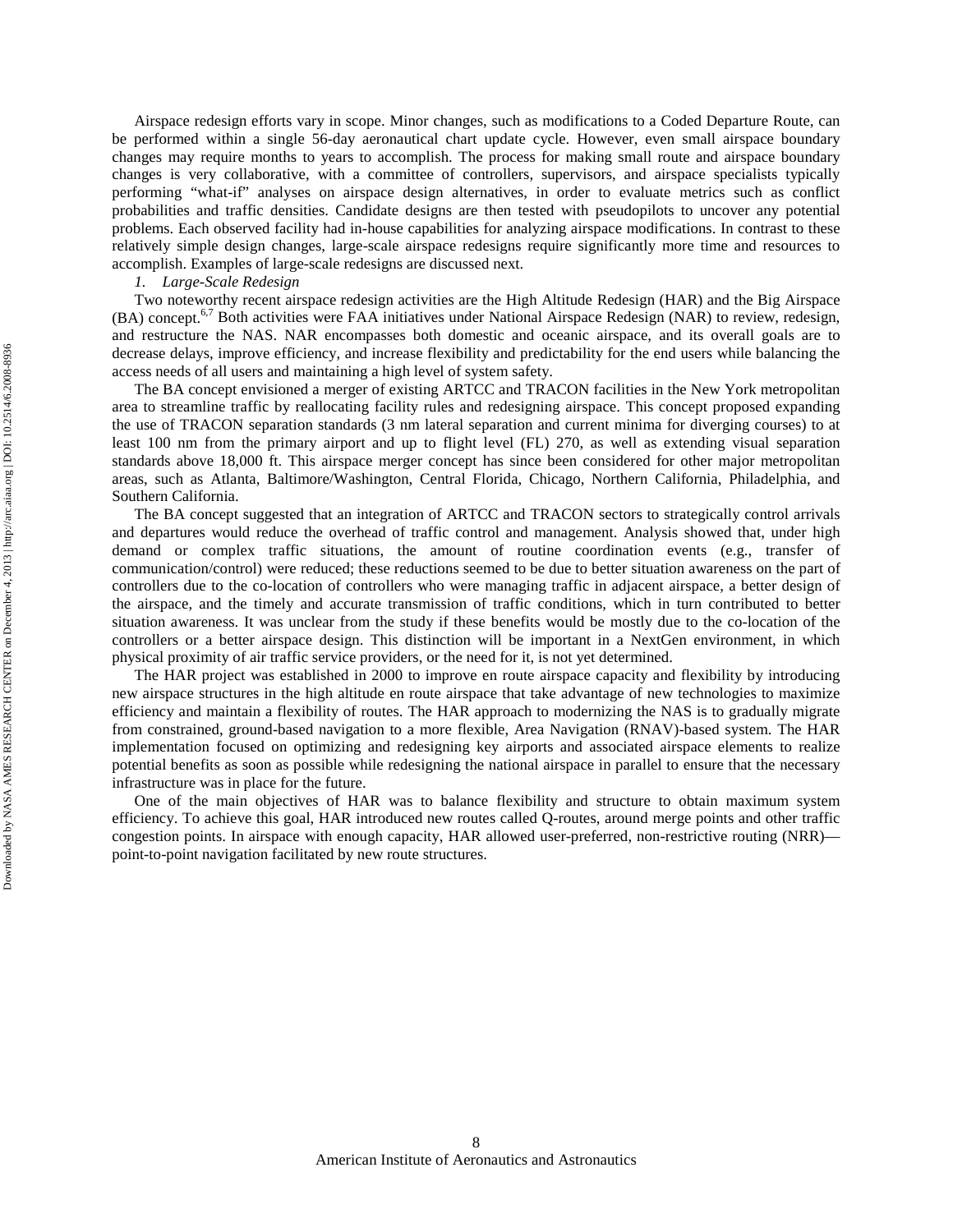Airspace redesign efforts vary in scope. Minor changes, such as modifications to a Coded Departure Route, can be performed within a single 56-day aeronautical chart update cycle. However, even small airspace boundary changes may require months to years to accomplish. The process for making small route and airspace boundary changes is very collaborative, with a committee of controllers, supervisors, and airspace specialists typically performing "what-if" analyses on airspace design alternatives, in order to evaluate metrics such as conflict probabilities and traffic densities. Candidate designs are then tested with pseudopilots to uncover any potential problems. Each observed facility had in-house capabilities for analyzing airspace modifications. In contrast to these relatively simple design changes, large-scale airspace redesigns require significantly more time and resources to accomplish. Examples of large-scale redesigns are discussed next.

### *1. Large-Scale Redesign*

Two noteworthy recent airspace redesign activities are the High Altitude Redesign (HAR) and the Big Airspace (BA) concept.[6,7] Both activities were FAA initiatives under National Airspace Redesign (NAR) to review, redesign, and restructure the NAS. NAR encompasses both domestic and oceanic airspace, and its overall goals are to decrease delays, improve efficiency, and increase flexibility and predictability for the end users while balancing the access needs of all users and maintaining a high level of system safety.

The BA concept envisioned a merger of existing ARTCC and TRACON facilities in the New York metropolitan area to streamline traffic by reallocating facility rules and redesigning airspace. This concept proposed expanding the use of TRACON separation standards (3 nm lateral separation and current minima for diverging courses) to at least 100 nm from the primary airport and up to flight level (FL) 270, as well as extending visual separation standards above 18,000 ft. This airspace merger concept has since been considered for other major metropolitan areas, such as Atlanta, Baltimore/Washington, Central Florida, Chicago, Northern California, Philadelphia, and Southern California.

The BA concept suggested that an integration of ARTCC and TRACON sectors to strategically control arrivals and departures would reduce the overhead of traffic control and management. Analysis showed that, under high demand or complex traffic situations, the amount of routine coordination events (e.g., transfer of communication/control) were reduced; these reductions seemed to be due to better situation awareness on the part of controllers due to the co-location of controllers who were managing traffic in adjacent airspace, a better design of the airspace, and the timely and accurate transmission of traffic conditions, which in turn contributed to better situation awareness. It was unclear from the study if these benefits would be mostly due to the co-location of the controllers or a better airspace design. This distinction will be important in a NextGen environment, in which physical proximity of air traffic service providers, or the need for it, is not yet determined.

The HAR project was established in 2000 to improve en route airspace capacity and flexibility by introducing new airspace structures in the high altitude en route airspace that take advantage of new technologies to maximize efficiency and maintain a flexibility of routes. The HAR approach to modernizing the NAS is to gradually migrate from constrained, ground-based navigation to a more flexible, Area Navigation (RNAV)-based system. The HAR implementation focused on optimizing and redesigning key airports and associated airspace elements to realize potential benefits as soon as possible while redesigning the national airspace in parallel to ensure that the necessary infrastructure was in place for the future.

One of the main objectives of HAR was to balance flexibility and structure to obtain maximum system efficiency. To achieve this goal, HAR introduced new routes called Q-routes, around merge points and other traffic congestion points. In airspace with enough capacity, HAR allowed user-preferred, non-restrictive routing (NRR)—point-to-point navigation facilitated by new route structures.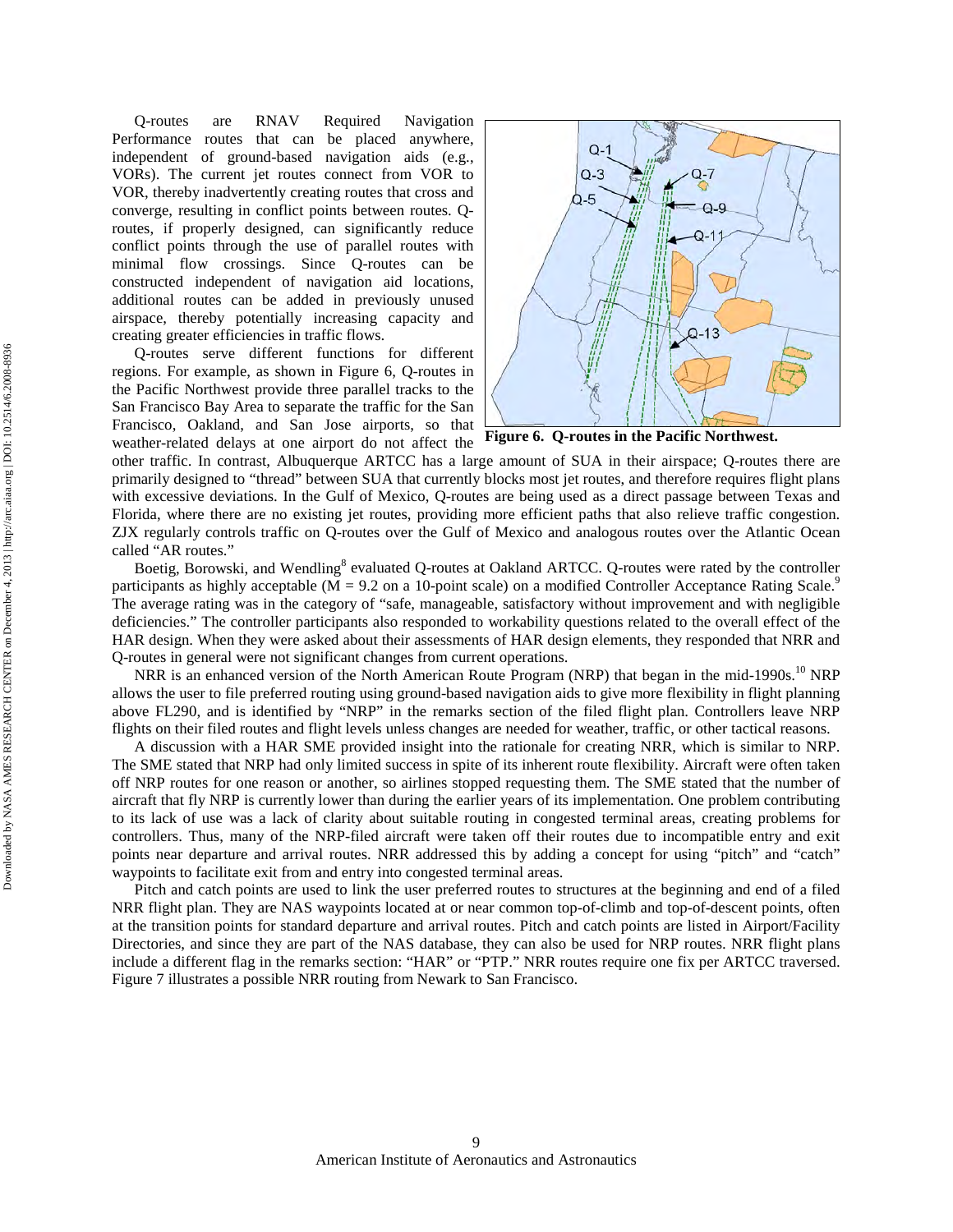Q-routes are RNAV Required Navigation Performance routes that can be placed anywhere, independent of ground-based navigation aids (e.g., VORs). The current jet routes connect from VOR to VOR, thereby inadvertently creating routes that cross and converge, resulting in conflict points between routes. Q-routes, if properly designed, can significantly reduce conflict points through the use of parallel routes with minimal flow crossings. Since Q-routes can be constructed independent of navigation aid locations, additional routes can be added in previously unused airspace, thereby potentially increasing capacity and creating greater efficiencies in traffic flows.

Q-routes serve different functions for different regions. For example, as shown in Figure 6, Q-routes in the Pacific Northwest provide three parallel tracks to the San Francisco Bay Area to separate the traffic for the San Francisco, Oakland, and San Jose airports, so that weather-related delays at one airport do not affect the other traffic. In contrast, Albuquerque ARTCC has a large amount of SUA in their airspace; Q-routes there are primarily designed to "thread" between SUA that currently blocks most jet routes, and therefore requires flight plans with excessive deviations. In the Gulf of Mexico, Q-routes are being used as a direct passage between Texas and Florida, where there are no existing jet routes, providing more efficient paths that also relieve traffic congestion. ZJX regularly controls traffic on Q-routes over the Gulf of Mexico and analogous routes over the Atlantic Ocean called "AR routes."

**Figure 6. Q-routes in the Pacific Northwest.**

Boetig, Borowski, and Wendling[8] evaluated Q-routes at Oakland ARTCC. Q-routes were rated by the controller participants as highly acceptable ($M = 9.2$ on a 10-point scale) on a modified Controller Acceptance Rating Scale.[9] The average rating was in the category of "safe, manageable, satisfactory without improvement and with negligible deficiencies." The controller participants also responded to workability questions related to the overall effect of the HAR design. When they were asked about their assessments of HAR design elements, they responded that NRR and Q-routes in general were not significant changes from current operations.

NRR is an enhanced version of the North American Route Program (NRP) that began in the mid-1990s.[10] NRP allows the user to file preferred routing using ground-based navigation aids to give more flexibility in flight planning above FL290, and is identified by "NRP" in the remarks section of the filed flight plan. Controllers leave NRP flights on their filed routes and flight levels unless changes are needed for weather, traffic, or other tactical reasons.

A discussion with a HAR SME provided insight into the rationale for creating NRR, which is similar to NRP. The SME stated that NRP had only limited success in spite of its inherent route flexibility. Aircraft were often taken off NRP routes for one reason or another, so airlines stopped requesting them. The SME stated that the number of aircraft that fly NRP is currently lower than during the earlier years of its implementation. One problem contributing to its lack of use was a lack of clarity about suitable routing in congested terminal areas, creating problems for controllers. Thus, many of the NRP-filed aircraft were taken off their routes due to incompatible entry and exit points near departure and arrival routes. NRR addressed this by adding a concept for using "pitch" and "catch" waypoints to facilitate exit from and entry into congested terminal areas.

Pitch and catch points are used to link the user preferred routes to structures at the beginning and end of a filed NRR flight plan. They are NAS waypoints located at or near common top-of-climb and top-of-descent points, often at the transition points for standard departure and arrival routes. Pitch and catch points are listed in Airport/Facility Directories, and since they are part of the NAS database, they can also be used for NRP routes. NRR flight plans include a different flag in the remarks section: "HAR" or "PTP." NRR routes require one fix per ARTCC traversed. Figure 7 illustrates a possible NRR routing from Newark to San Francisco.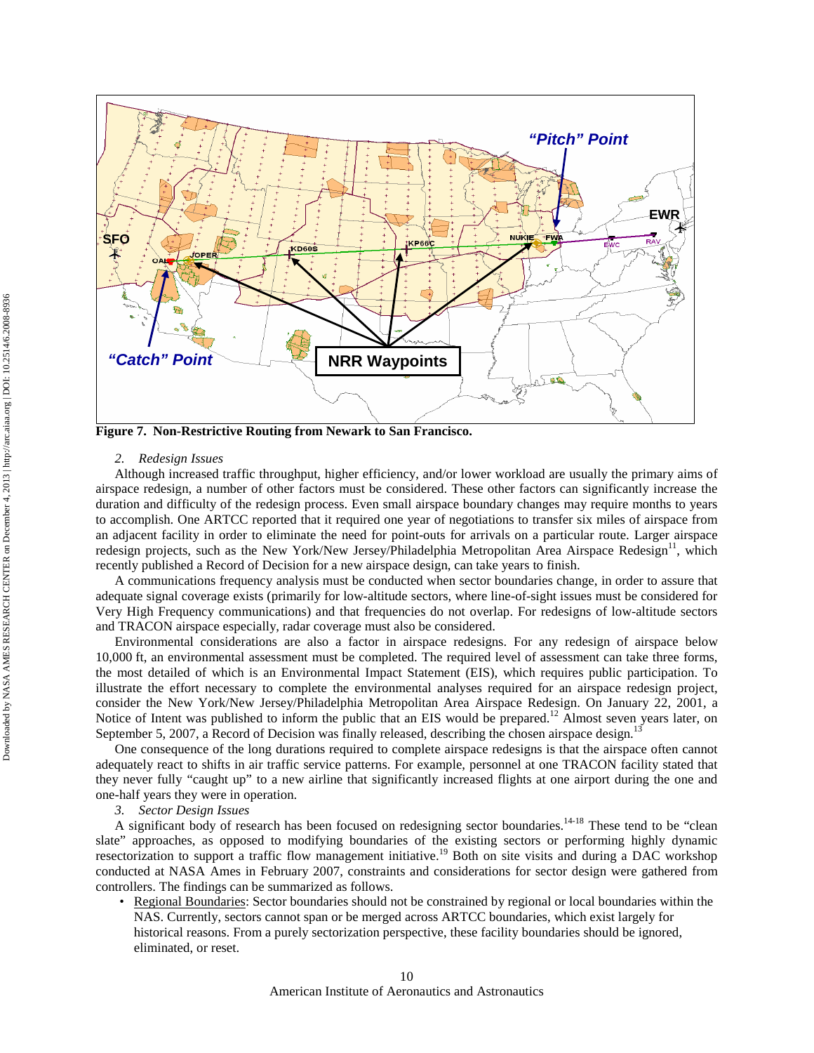**Figure 7. Non-Restrictive Routing from Newark to San Francisco.**

### *2. Redesign Issues*

Although increased traffic throughput, higher efficiency, and/or lower workload are usually the primary aims of airspace redesign, a number of other factors must be considered. These other factors can significantly increase the duration and difficulty of the redesign process. Even small airspace boundary changes may require months to years to accomplish. One ARTCC reported that it required one year of negotiations to transfer six miles of airspace from an adjacent facility in order to eliminate the need for point-outs for arrivals on a particular route. Larger airspace redesign projects, such as the New York/New Jersey/Philadelphia Metropolitan Area Airspace Redesign[11], which recently published a Record of Decision for a new airspace design, can take years to finish.

A communications frequency analysis must be conducted when sector boundaries change, in order to assure that adequate signal coverage exists (primarily for low-altitude sectors, where line-of-sight issues must be considered for Very High Frequency communications) and that frequencies do not overlap. For redesigns of low-altitude sectors and TRACON airspace especially, radar coverage must also be considered.

Environmental considerations are also a factor in airspace redesigns. For any redesign of airspace below 10,000 ft, an environmental assessment must be completed. The required level of assessment can take three forms, the most detailed of which is an Environmental Impact Statement (EIS), which requires public participation. To illustrate the effort necessary to complete the environmental analyses required for an airspace redesign project, consider the New York/New Jersey/Philadelphia Metropolitan Area Airspace Redesign. On January 22, 2001, a Notice of Intent was published to inform the public that an EIS would be prepared.[12] Almost seven years later, on September 5, 2007, a Record of Decision was finally released, describing the chosen airspace design.[13]

One consequence of the long durations required to complete airspace redesigns is that the airspace often cannot adequately react to shifts in air traffic service patterns. For example, personnel at one TRACON facility stated that they never fully "caught up" to a new airline that significantly increased flights at one airport during the one and one-half years they were in operation.

### *3. Sector Design Issues*

A significant body of research has been focused on redesigning sector boundaries.[14-18] These tend to be "clean slate" approaches, as opposed to modifying boundaries of the existing sectors or performing highly dynamic resectorization to support a traffic flow management initiative.[19] Both on site visits and during a DAC workshop conducted at NASA Ames in February 2007, constraints and considerations for sector design were gathered from controllers. The findings can be summarized as follows.

- Regional Boundaries: Sector boundaries should not be constrained by regional or local boundaries within the NAS. Currently, sectors cannot span or be merged across ARTCC boundaries, which exist largely for historical reasons. From a purely sectorization perspective, these facility boundaries should be ignored, eliminated, or reset.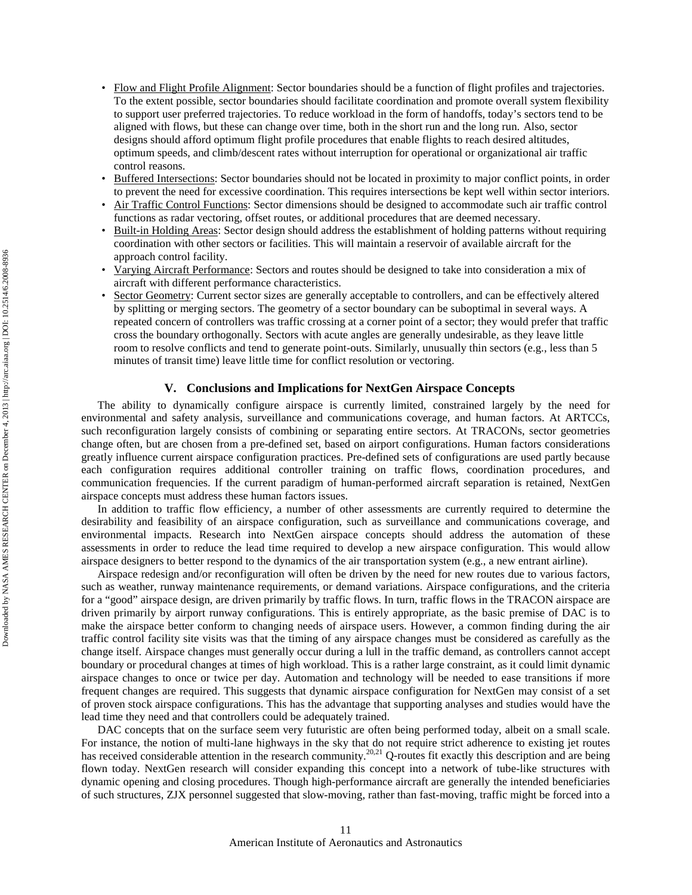- Flow and Flight Profile Alignment: Sector boundaries should be a function of flight profiles and trajectories. To the extent possible, sector boundaries should facilitate coordination and promote overall system flexibility to support user preferred trajectories. To reduce workload in the form of handoffs, today's sectors tend to be aligned with flows, but these can change over time, both in the short run and the long run. Also, sector designs should afford optimum flight profile procedures that enable flights to reach desired altitudes, optimum speeds, and climb/descent rates without interruption for operational or organizational air traffic control reasons.
- Buffered Intersections: Sector boundaries should not be located in proximity to major conflict points, in order to prevent the need for excessive coordination. This requires intersections be kept well within sector interiors.
- Air Traffic Control Functions: Sector dimensions should be designed to accommodate such air traffic control functions as radar vectoring, offset routes, or additional procedures that are deemed necessary.
- Built-in Holding Areas: Sector design should address the establishment of holding patterns without requiring coordination with other sectors or facilities. This will maintain a reservoir of available aircraft for the approach control facility.
- Varying Aircraft Performance: Sectors and routes should be designed to take into consideration a mix of aircraft with different performance characteristics.
- Sector Geometry: Current sector sizes are generally acceptable to controllers, and can be effectively altered by splitting or merging sectors. The geometry of a sector boundary can be suboptimal in several ways. A repeated concern of controllers was traffic crossing at a corner point of a sector; they would prefer that traffic cross the boundary orthogonally. Sectors with acute angles are generally undesirable, as they leave little room to resolve conflicts and tend to generate point-outs. Similarly, unusually thin sectors (e.g., less than 5 minutes of transit time) leave little time for conflict resolution or vectoring.

## V. Conclusions and Implications for NextGen Airspace Concepts

The ability to dynamically configure airspace is currently limited, constrained largely by the need for environmental and safety analysis, surveillance and communications coverage, and human factors. At ARTCCs, such reconfiguration largely consists of combining or separating entire sectors. At TRACONs, sector geometries change often, but are chosen from a pre-defined set, based on airport configurations. Human factors considerations greatly influence current airspace configuration practices. Pre-defined sets of configurations are used partly because each configuration requires additional controller training on traffic flows, coordination procedures, and communication frequencies. If the current paradigm of human-performed aircraft separation is retained, NextGen airspace concepts must address these human factors issues.

In addition to traffic flow efficiency, a number of other assessments are currently required to determine the desirability and feasibility of an airspace configuration, such as surveillance and communications coverage, and environmental impacts. Research into NextGen airspace concepts should address the automation of these assessments in order to reduce the lead time required to develop a new airspace configuration. This would allow airspace designers to better respond to the dynamics of the air transportation system (e.g., a new entrant airline).

Airspace redesign and/or reconfiguration will often be driven by the need for new routes due to various factors, such as weather, runway maintenance requirements, or demand variations. Airspace configurations, and the criteria for a "good" airspace design, are driven primarily by traffic flows. In turn, traffic flows in the TRACON airspace are driven primarily by airport runway configurations. This is entirely appropriate, as the basic premise of DAC is to make the airspace better conform to changing needs of airspace users. However, a common finding during the air traffic control facility site visits was that the timing of any airspace changes must be considered as carefully as the change itself. Airspace changes must generally occur during a lull in the traffic demand, as controllers cannot accept boundary or procedural changes at times of high workload. This is a rather large constraint, as it could limit dynamic airspace changes to once or twice per day. Automation and technology will be needed to ease transitions if more frequent changes are required. This suggests that dynamic airspace configuration for NextGen may consist of a set of proven stock airspace configurations. This has the advantage that supporting analyses and studies would have the lead time they need and that controllers could be adequately trained.

DAC concepts that on the surface seem very futuristic are often being performed today, albeit on a small scale. For instance, the notion of multi-lane highways in the sky that do not require strict adherence to existing jet routes has received considerable attention in the research community.[20,21] Q-routes fit exactly this description and are being flown today. NextGen research will consider expanding this concept into a network of tube-like structures with dynamic opening and closing procedures. Though high-performance aircraft are generally the intended beneficiaries of such structures, ZJX personnel suggested that slow-moving, rather than fast-moving, traffic might be forced into a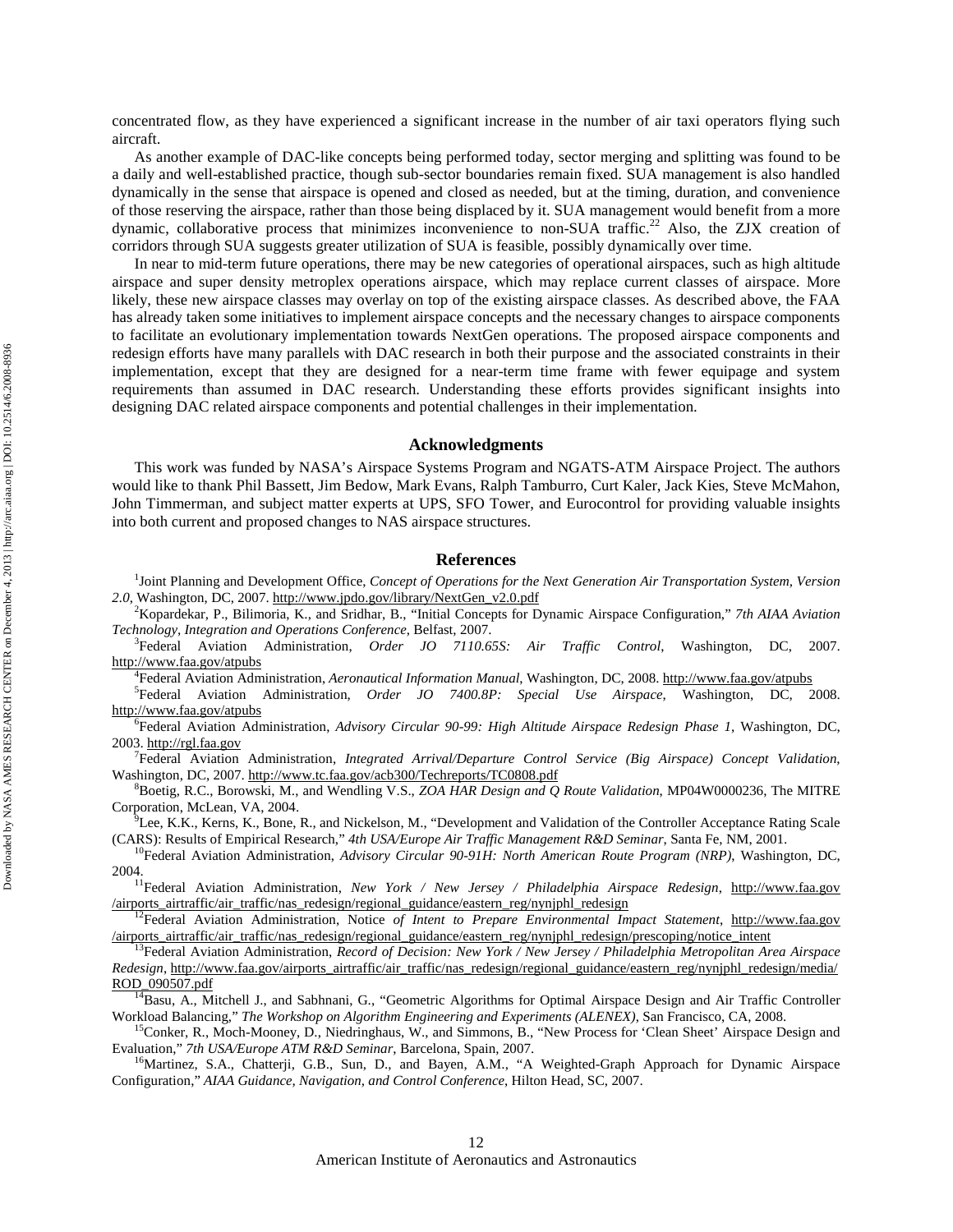concentrated flow, as they have experienced a significant increase in the number of air taxi operators flying such aircraft.

As another example of DAC-like concepts being performed today, sector merging and splitting was found to be a daily and well-established practice, though sub-sector boundaries remain fixed. SUA management is also handled dynamically in the sense that airspace is opened and closed as needed, but at the timing, duration, and convenience of those reserving the airspace, rather than those being displaced by it. SUA management would benefit from a more dynamic, collaborative process that minimizes inconvenience to non-SUA traffic.[22] Also, the ZJX creation of corridors through SUA suggests greater utilization of SUA is feasible, possibly dynamically over time.

In near to mid-term future operations, there may be new categories of operational airspaces, such as high altitude airspace and super density metroplex operations airspace, which may replace current classes of airspace. More likely, these new airspace classes may overlay on top of the existing airspace classes. As described above, the FAA has already taken some initiatives to implement airspace concepts and the necessary changes to airspace components to facilitate an evolutionary implementation towards NextGen operations. The proposed airspace components and redesign efforts have many parallels with DAC research in both their purpose and the associated constraints in their implementation, except that they are designed for a near-term time frame with fewer equipage and system requirements than assumed in DAC research. Understanding these efforts provides significant insights into designing DAC related airspace components and potential challenges in their implementation.

## Acknowledgments

This work was funded by NASA's Airspace Systems Program and NGATS-ATM Airspace Project. The authors would like to thank Phil Bassett, Jim Bedow, Mark Evans, Ralph Tamburro, Curt Kaler, Jack Kies, Steve McMahon, John Timmerman, and subject matter experts at UPS, SFO Tower, and Eurocontrol for providing valuable insights into both current and proposed changes to NAS airspace structures.

## References

[1] Joint Planning and Development Office, *Concept of Operations for the Next Generation Air Transportation System, Version 2.0*, Washington, DC, 2007. http://www.jpdo.gov/library/NextGen_v2.0.pdf

[2] Kopardekar, P., Bilimoria, K., and Sridhar, B., "Initial Concepts for Dynamic Airspace Configuration," *7th AIAA Aviation Technology, Integration and Operations Conference*, Belfast, 2007.

[3] Federal Aviation Administration, *Order JO 7110.65S: Air Traffic Control*, Washington, DC, 2007. http://www.faa.gov/atpubs

[4] Federal Aviation Administration, *Aeronautical Information Manual*, Washington, DC, 2008. http://www.faa.gov/atpubs

[5] Federal Aviation Administration, *Order JO 7400.8P: Special Use Airspace*, Washington, DC, 2008. http://www.faa.gov/atpubs

[6] Federal Aviation Administration, *Advisory Circular 90-99: High Altitude Airspace Redesign Phase 1*, Washington, DC, 2003. http://rgl.faa.gov

[7] Federal Aviation Administration, *Integrated Arrival/Departure Control Service (Big Airspace) Concept Validation*, Washington, DC, 2007. http://www.tc.faa.gov/acb300/Techreports/TC0808.pdf

[8] Boetig, R.C., Borowski, M., and Wendling V.S., *ZOA HAR Design and Q Route Validation*, MP04W0000236, The MITRE Corporation, McLean, VA, 2004.

[9] Lee, K.K., Kerns, K., Bone, R., and Nickelson, M., "Development and Validation of the Controller Acceptance Rating Scale (CARS): Results of Empirical Research," *4th USA/Europe Air Traffic Management R&D Seminar*, Santa Fe, NM, 2001.

[10] Federal Aviation Administration, *Advisory Circular 90-91H: North American Route Program (NRP)*, Washington, DC, 2004.

[11] Federal Aviation Administration, *New York / New Jersey / Philadelphia Airspace Redesign*, http://www.faa.gov/airports_airtraffic/air_traffic/nas_redesign/regional_guidance/eastern_reg/nynjphl_redesign

[12] Federal Aviation Administration, Notice *of Intent to Prepare Environmental Impact Statement*, http://www.faa.gov/airports_airtraffic/air_traffic/nas_redesign/regional_guidance/eastern_reg/nynjphl_redesign/prescoping/notice_intent

[13] Federal Aviation Administration, *Record of Decision: New York / New Jersey / Philadelphia Metropolitan Area Airspace Redesign*, http://www.faa.gov/airports_airtraffic/air_traffic/nas_redesign/regional_guidance/eastern_reg/nynjphl_redesign/media/ROD_090507.pdf

[14] Basu, A., Mitchell J., and Sabhnani, G., "Geometric Algorithms for Optimal Airspace Design and Air Traffic Controller Workload Balancing," *The Workshop on Algorithm Engineering and Experiments (ALENEX)*, San Francisco, CA, 2008.

[15] Conker, R., Moch-Mooney, D., Niedringhaus, W., and Simmons, B., "New Process for 'Clean Sheet' Airspace Design and Evaluation," *7th USA/Europe ATM R&D Seminar*, Barcelona, Spain, 2007.

[16] Martinez, S.A., Chatterji, G.B., Sun, D., and Bayen, A.M., "A Weighted-Graph Approach for Dynamic Airspace Configuration," *AIAA Guidance, Navigation, and Control Conference*, Hilton Head, SC, 2007.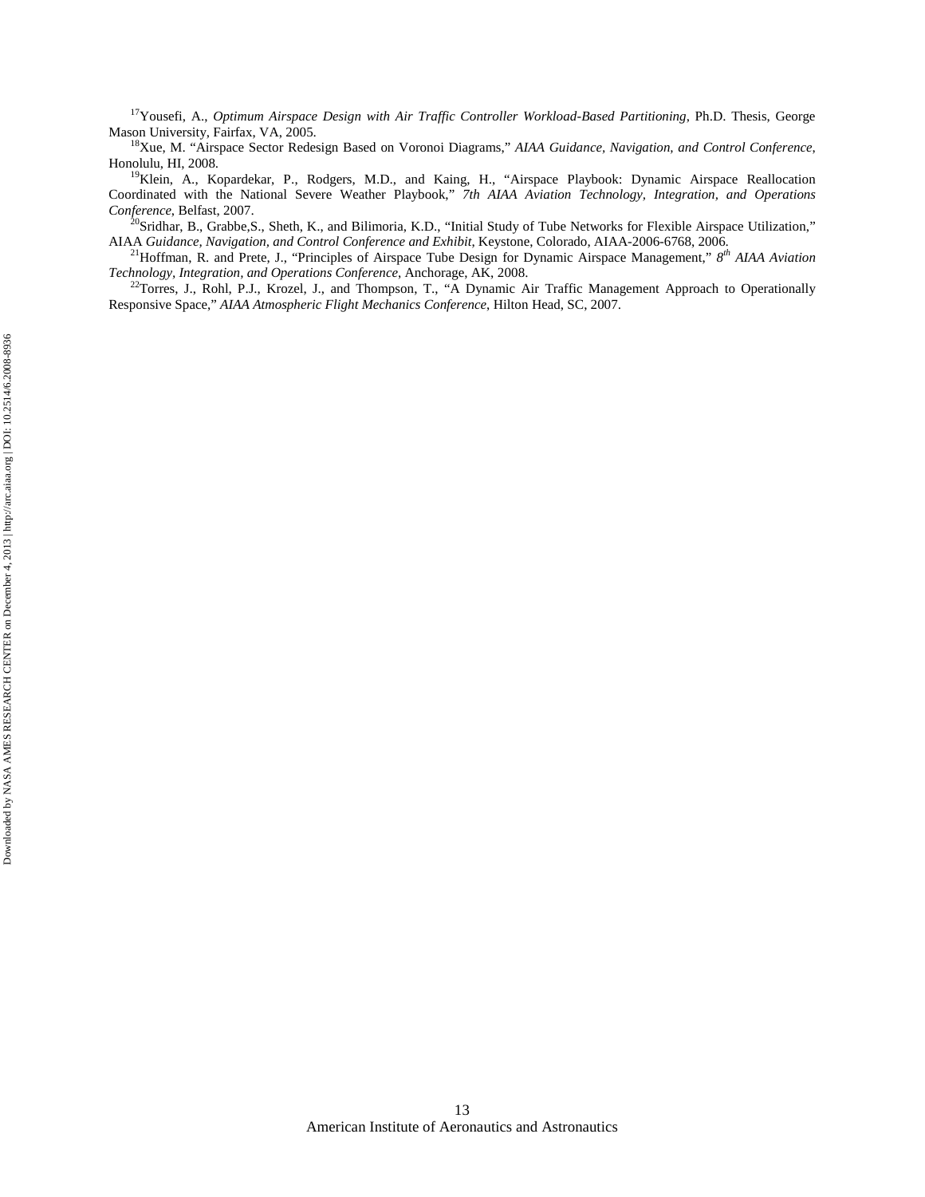[17]Yousefi, A., *Optimum Airspace Design with Air Traffic Controller Workload-Based Partitioning*, Ph.D. Thesis, George Mason University, Fairfax, VA, 2005.

[18]Xue, M. "Airspace Sector Redesign Based on Voronoi Diagrams," *AIAA Guidance, Navigation, and Control Conference*, Honolulu, HI, 2008.

[19]Klein, A., Kopardekar, P., Rodgers, M.D., and Kaing, H., "Airspace Playbook: Dynamic Airspace Reallocation Coordinated with the National Severe Weather Playbook," *7th AIAA Aviation Technology, Integration, and Operations Conference*, Belfast, 2007.

[20]Sridhar, B., Grabbe,S., Sheth, K., and Bilimoria, K.D., "Initial Study of Tube Networks for Flexible Airspace Utilization," AIAA *Guidance, Navigation, and Control Conference and Exhibit*, Keystone, Colorado, AIAA-2006-6768, 2006.

[21]Hoffman, R. and Prete, J., "Principles of Airspace Tube Design for Dynamic Airspace Management," *8th AIAA Aviation Technology, Integration, and Operations Conference*, Anchorage, AK, 2008.

[22]Torres, J., Rohl, P.J., Krozel, J., and Thompson, T., "A Dynamic Air Traffic Management Approach to Operationally Responsive Space," *AIAA Atmospheric Flight Mechanics Conference*, Hilton Head, SC, 2007.